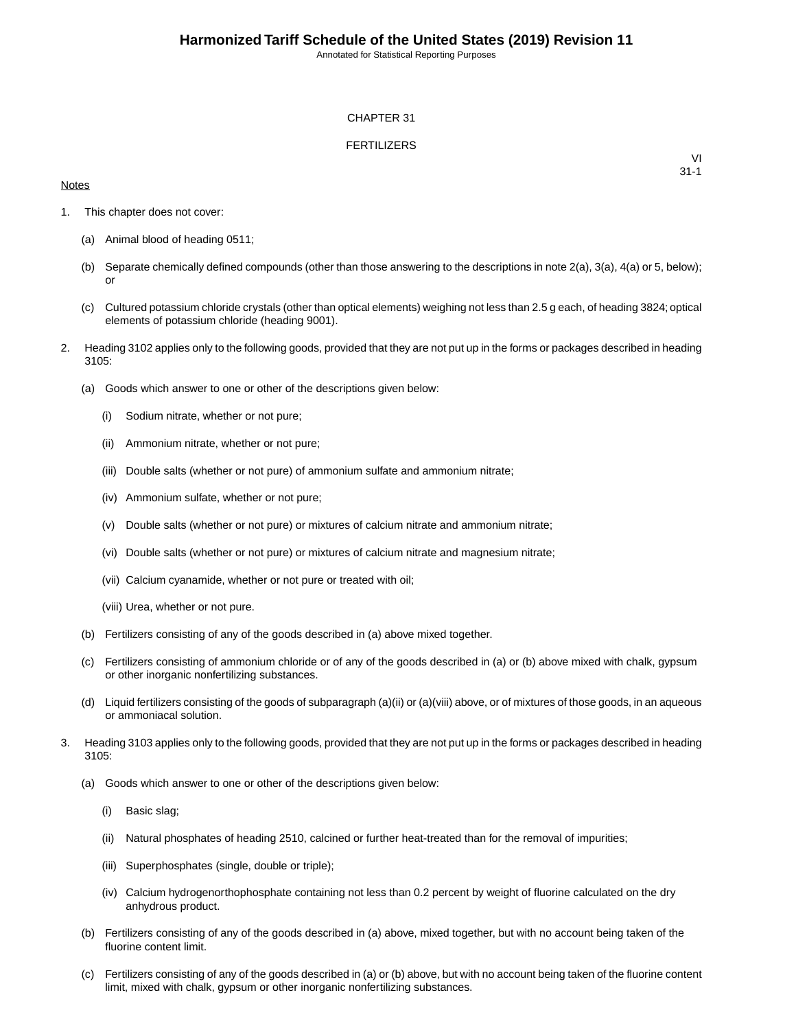# CHAPTER 31

# FERTILIZERS

VI
31-1

Notes

1. This chapter does not cover:

   (a) Animal blood of heading 0511;

   (b) Separate chemically defined compounds (other than those answering to the descriptions in note 2(a), 3(a), 4(a) or 5, below); or

   (c) Cultured potassium chloride crystals (other than optical elements) weighing not less than 2.5 g each, of heading 3824; optical elements of potassium chloride (heading 9001).

2. Heading 3102 applies only to the following goods, provided that they are not put up in the forms or packages described in heading 3105:

   (a) Goods which answer to one or other of the descriptions given below:

      (i) Sodium nitrate, whether or not pure;

      (ii) Ammonium nitrate, whether or not pure;

      (iii) Double salts (whether or not pure) of ammonium sulfate and ammonium nitrate;

      (iv) Ammonium sulfate, whether or not pure;

      (v) Double salts (whether or not pure) or mixtures of calcium nitrate and ammonium nitrate;

      (vi) Double salts (whether or not pure) or mixtures of calcium nitrate and magnesium nitrate;

      (vii) Calcium cyanamide, whether or not pure or treated with oil;

      (viii) Urea, whether or not pure.

   (b) Fertilizers consisting of any of the goods described in (a) above mixed together.

   (c) Fertilizers consisting of ammonium chloride or of any of the goods described in (a) or (b) above mixed with chalk, gypsum or other inorganic nonfertilizing substances.

   (d) Liquid fertilizers consisting of the goods of subparagraph (a)(ii) or (a)(viii) above, or of mixtures of those goods, in an aqueous or ammoniacal solution.

3. Heading 3103 applies only to the following goods, provided that they are not put up in the forms or packages described in heading 3105:

   (a) Goods which answer to one or other of the descriptions given below:

      (i) Basic slag;

      (ii) Natural phosphates of heading 2510, calcined or further heat-treated than for the removal of impurities;

      (iii) Superphosphates (single, double or triple);

      (iv) Calcium hydrogenorthophosphate containing not less than 0.2 percent by weight of fluorine calculated on the dry anhydrous product.

   (b) Fertilizers consisting of any of the goods described in (a) above, mixed together, but with no account being taken of the fluorine content limit.

   (c) Fertilizers consisting of any of the goods described in (a) or (b) above, but with no account being taken of the fluorine content limit, mixed with chalk, gypsum or other inorganic nonfertilizing substances.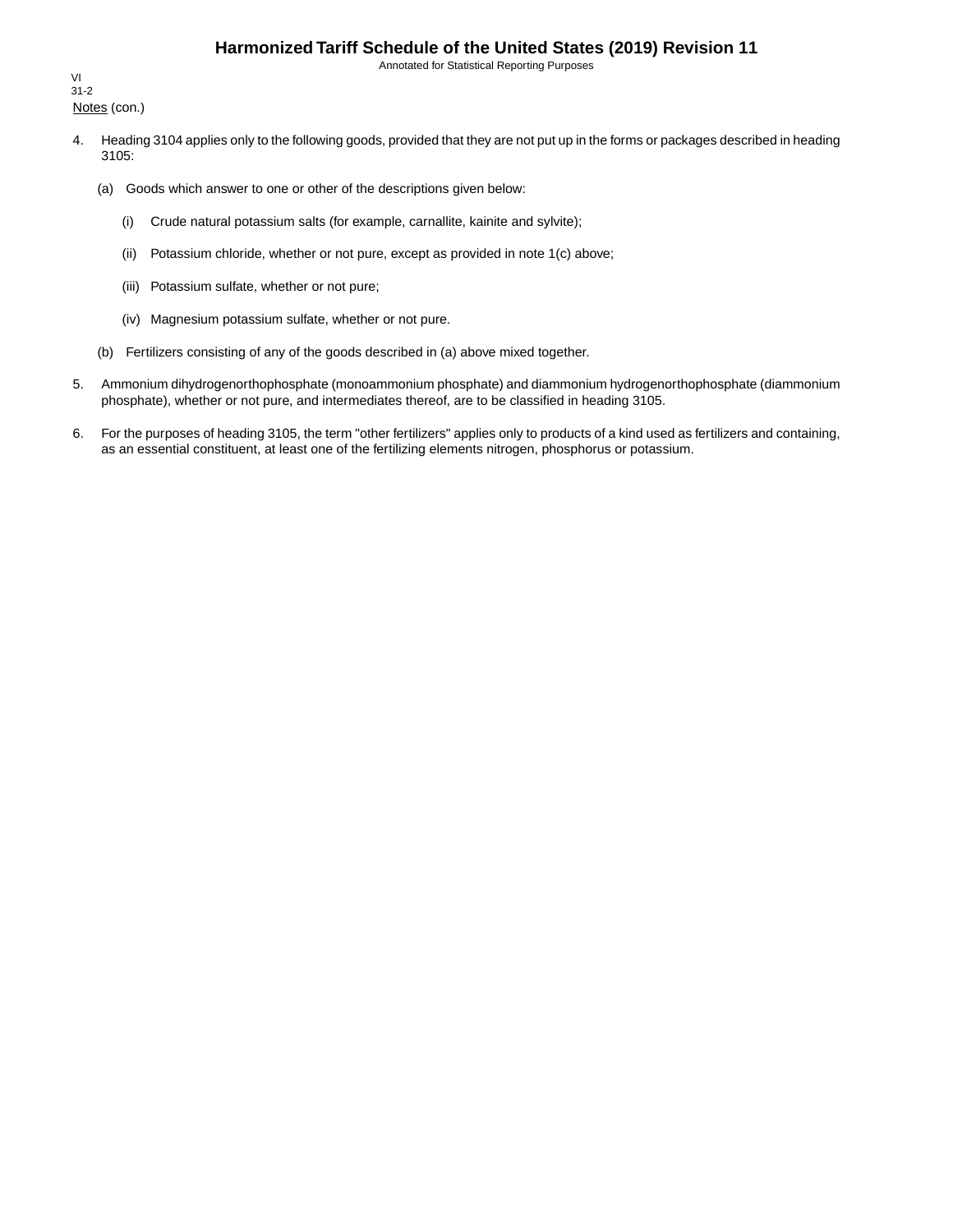Notes (con.)

4. Heading 3104 applies only to the following goods, provided that they are not put up in the forms or packages described in heading 3105:

   (a) Goods which answer to one or other of the descriptions given below:

      (i) Crude natural potassium salts (for example, carnallite, kainite and sylvite);

      (ii) Potassium chloride, whether or not pure, except as provided in note 1(c) above;

      (iii) Potassium sulfate, whether or not pure;

      (iv) Magnesium potassium sulfate, whether or not pure.

   (b) Fertilizers consisting of any of the goods described in (a) above mixed together.

5. Ammonium dihydrogenorthophosphate (monoammonium phosphate) and diammonium hydrogenorthophosphate (diammonium phosphate), whether or not pure, and intermediates thereof, are to be classified in heading 3105.

6. For the purposes of heading 3105, the term "other fertilizers" applies only to products of a kind used as fertilizers and containing, as an essential constituent, at least one of the fertilizing elements nitrogen, phosphorus or potassium.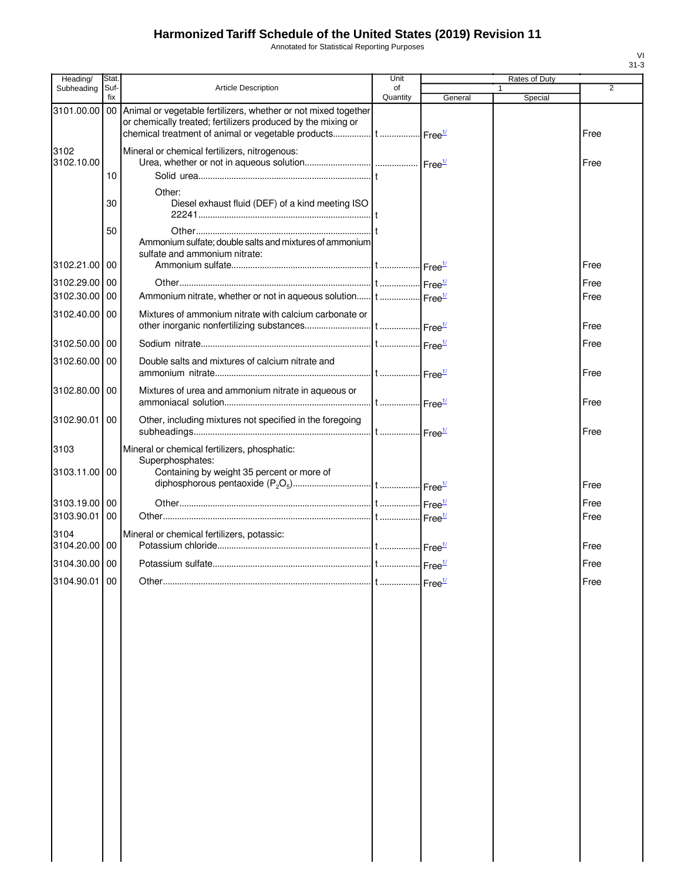# Harmonized Tariff Schedule of the United States (2019) Revision 11

Annotated for Statistical Reporting Purposes

| Heading/ Subheading | Stat. Suf-fix | Article Description | Unit of Quantity | Rates of Duty 1 General | Special | 2 |
|---|---|---|---|---|---|---|
| 3101.00.00 | 00 | Animal or vegetable fertilizers, whether or not mixed together or chemically treated; fertilizers produced by the mixing or chemical treatment of animal or vegetable products | t | Free[1/] | | Free |
| 3102 | | Mineral or chemical fertilizers, nitrogenous: | | | | |
| 3102.10.00 | | Urea, whether or not in aqueous solution | | Free[1/] | | Free |
| | 10 | Solid urea | t | | | |
| | | Other: | | | | |
| | 30 | Diesel exhaust fluid (DEF) of a kind meeting ISO 22241 | t | | | |
| | 50 | Other | t | | | |
| | | Ammonium sulfate; double salts and mixtures of ammonium sulfate and ammonium nitrate: | | | | |
| 3102.21.00 | 00 | Ammonium sulfate | t | Free[1/] | | Free |
| 3102.29.00 | 00 | Other | t | Free[1/] | | Free |
| 3102.30.00 | 00 | Ammonium nitrate, whether or not in aqueous solution | t | Free[1/] | | Free |
| 3102.40.00 | 00 | Mixtures of ammonium nitrate with calcium carbonate or other inorganic nonfertilizing substances | t | Free[1/] | | Free |
| 3102.50.00 | 00 | Sodium nitrate | t | Free[1/] | | Free |
| 3102.60.00 | 00 | Double salts and mixtures of calcium nitrate and ammonium nitrate | t | Free[1/] | | Free |
| 3102.80.00 | 00 | Mixtures of urea and ammonium nitrate in aqueous or ammoniacal solution | t | Free[1/] | | Free |
| 3102.90.01 | 00 | Other, including mixtures not specified in the foregoing subheadings | t | Free[1/] | | Free |
| 3103 | | Mineral or chemical fertilizers, phosphatic: | | | | |
| | | Superphosphates: | | | | |
| 3103.11.00 | 00 | Containing by weight 35 percent or more of diphosphorous pentaoxide ($P_2O_5$) | t | Free[1/] | | Free |
| 3103.19.00 | 00 | Other | t | Free[1/] | | Free |
| 3103.90.01 | 00 | Other | t | Free[1/] | | Free |
| 3104 | | Mineral or chemical fertilizers, potassic: | | | | |
| 3104.20.00 | 00 | Potassium chloride | t | Free[1/] | | Free |
| 3104.30.00 | 00 | Potassium sulfate | t | Free[1/] | | Free |
| 3104.90.01 | 00 | Other | t | Free[1/] | | Free |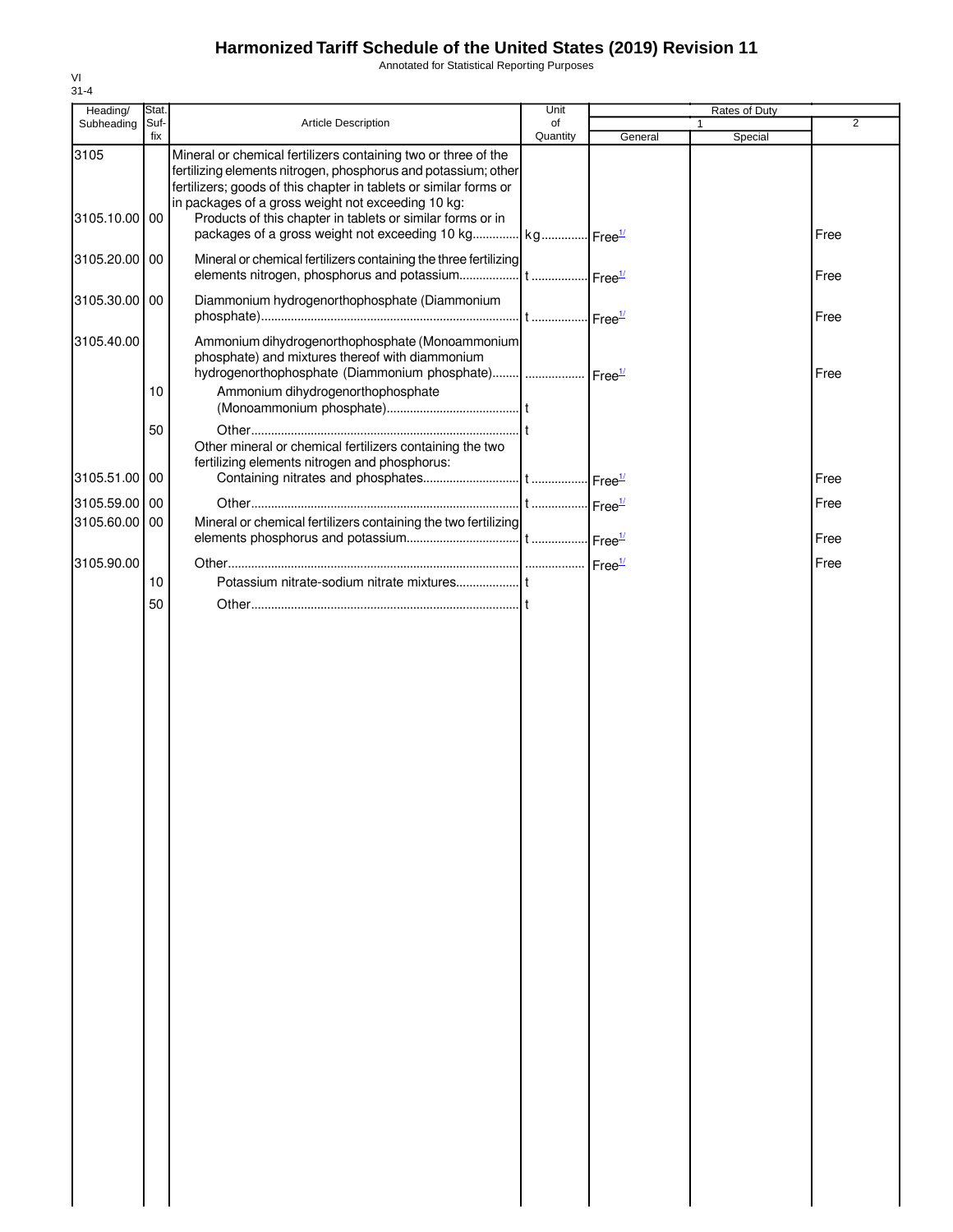# Harmonized Tariff Schedule of the United States (2019) Revision 11

Annotated for Statistical Reporting Purposes

VI
31-4

| Heading/ Subheading | Stat. Suf- fix | Article Description | Unit of Quantity | Rates of Duty | | |
|---|---|---|---|---|---|---|
| | | | | 1 | | 2 |
| | | | | General | Special | |
| 3105 | | Mineral or chemical fertilizers containing two or three of the fertilizing elements nitrogen, phosphorus and potassium; other fertilizers; goods of this chapter in tablets or similar forms or in packages of a gross weight not exceeding 10 kg: | | | | |
| 3105.10.00 | 00 | Products of this chapter in tablets or similar forms or in packages of a gross weight not exceeding 10 kg | kg | Free[1/] | | Free |
| 3105.20.00 | 00 | Mineral or chemical fertilizers containing the three fertilizing elements nitrogen, phosphorus and potassium | t | Free[1/] | | Free |
| 3105.30.00 | 00 | Diammonium hydrogenorthophosphate (Diammonium phosphate) | t | Free[1/] | | Free |
| 3105.40.00 | | Ammonium dihydrogenorthophosphate (Monoammonium phosphate) and mixtures thereof with diammonium hydrogenorthophosphate (Diammonium phosphate) | | Free[1/] | | Free |
| | 10 | Ammonium dihydrogenorthophosphate (Monoammonium phosphate) | t | | | |
| | 50 | Other | t | | | |
| | | Other mineral or chemical fertilizers containing the two fertilizing elements nitrogen and phosphorus: | | | | |
| 3105.51.00 | 00 | Containing nitrates and phosphates | t | Free[1/] | | Free |
| 3105.59.00 | 00 | Other | t | Free[1/] | | Free |
| 3105.60.00 | 00 | Mineral or chemical fertilizers containing the two fertilizing elements phosphorus and potassium | t | Free[1/] | | Free |
| 3105.90.00 | | Other | | Free[1/] | | Free |
| | 10 | Potassium nitrate-sodium nitrate mixtures | t | | | |
| | 50 | Other | t | | | |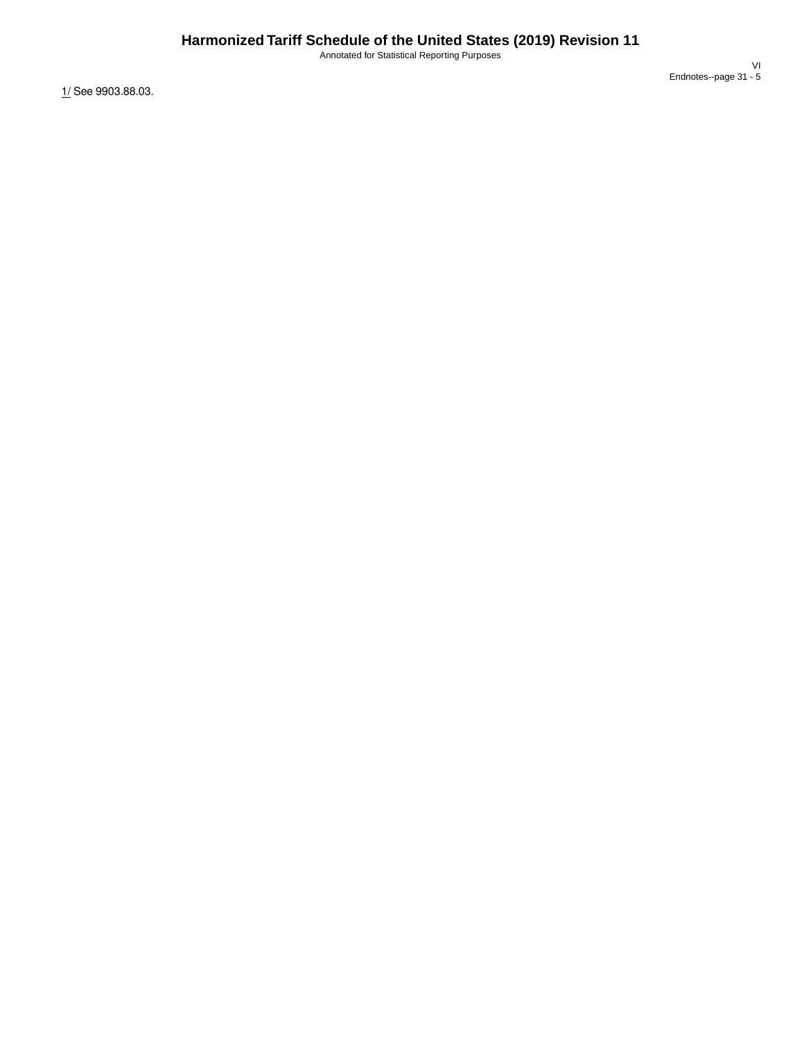1/ See 9903.88.03.